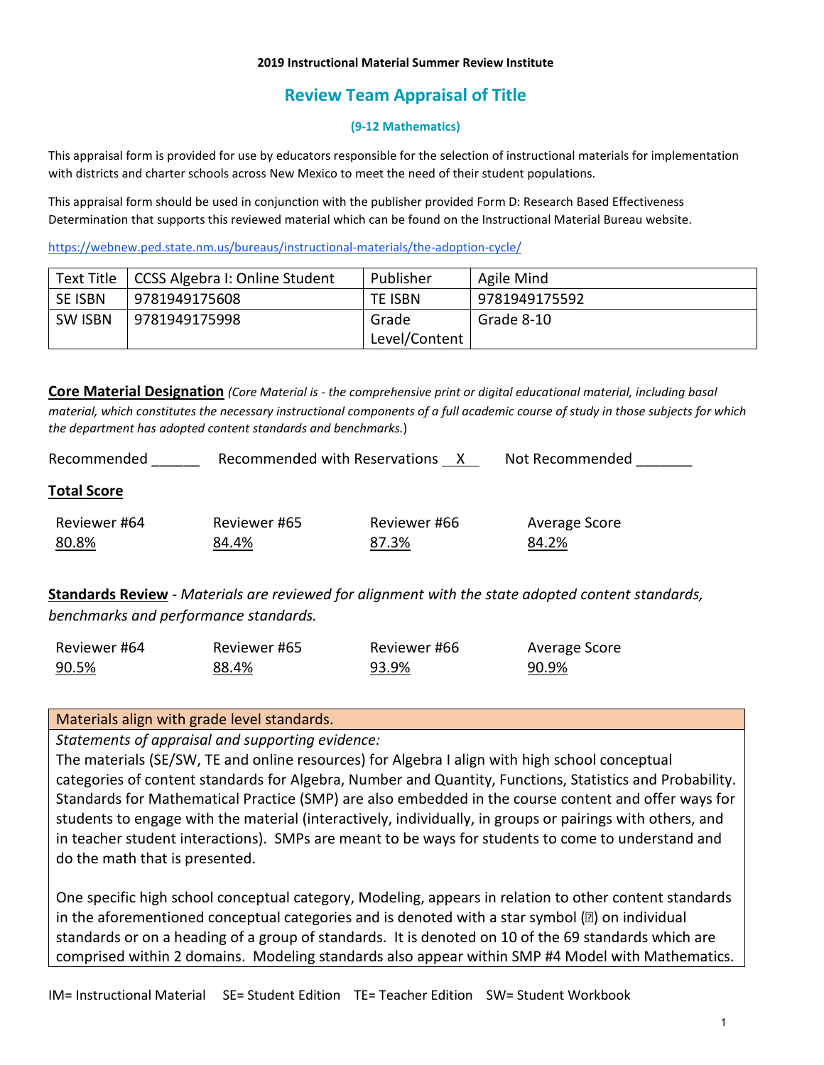**2019 Instructional Material Summer Review Institute**

# Review Team Appraisal of Title

**(9-12 Mathematics)**

This appraisal form is provided for use by educators responsible for the selection of instructional materials for implementation with districts and charter schools across New Mexico to meet the need of their student populations.

This appraisal form should be used in conjunction with the publisher provided Form D: Research Based Effectiveness Determination that supports this reviewed material which can be found on the Instructional Material Bureau website.

https://webnew.ped.state.nm.us/bureaus/instructional-materials/the-adoption-cycle/

| Text Title | CCSS Algebra I: Online Student | Publisher | Agile Mind |
|---|---|---|---|
| SE ISBN | 9781949175608 | TE ISBN | 9781949175592 |
| SW ISBN | 9781949175998 | Grade Level/Content | Grade 8-10 |

**Core Material Designation** *(Core Material is - the comprehensive print or digital educational material, including basal material, which constitutes the necessary instructional components of a full academic course of study in those subjects for which the department has adopted content standards and benchmarks.*)

Recommended ______ Recommended with Reservations __X__ Not Recommended _______

**Total Score**

| Reviewer #64 | Reviewer #65 | Reviewer #66 | Average Score |
|---|---|---|---|
| 80.8% | 84.4% | 87.3% | 84.2% |

**Standards Review** - *Materials are reviewed for alignment with the state adopted content standards, benchmarks and performance standards.*

| Reviewer #64 | Reviewer #65 | Reviewer #66 | Average Score |
|---|---|---|---|
| 90.5% | 88.4% | 93.9% | 90.9% |

Materials align with grade level standards.

*Statements of appraisal and supporting evidence:*

The materials (SE/SW, TE and online resources) for Algebra I align with high school conceptual categories of content standards for Algebra, Number and Quantity, Functions, Statistics and Probability. Standards for Mathematical Practice (SMP) are also embedded in the course content and offer ways for students to engage with the material (interactively, individually, in groups or pairings with others, and in teacher student interactions). SMPs are meant to be ways for students to come to understand and do the math that is presented.

One specific high school conceptual category, Modeling, appears in relation to other content standards in the aforementioned conceptual categories and is denoted with a star symbol (★) on individual standards or on a heading of a group of standards. It is denoted on 10 of the 69 standards which are comprised within 2 domains. Modeling standards also appear within SMP #4 Model with Mathematics.

IM= Instructional Material SE= Student Edition TE= Teacher Edition SW= Student Workbook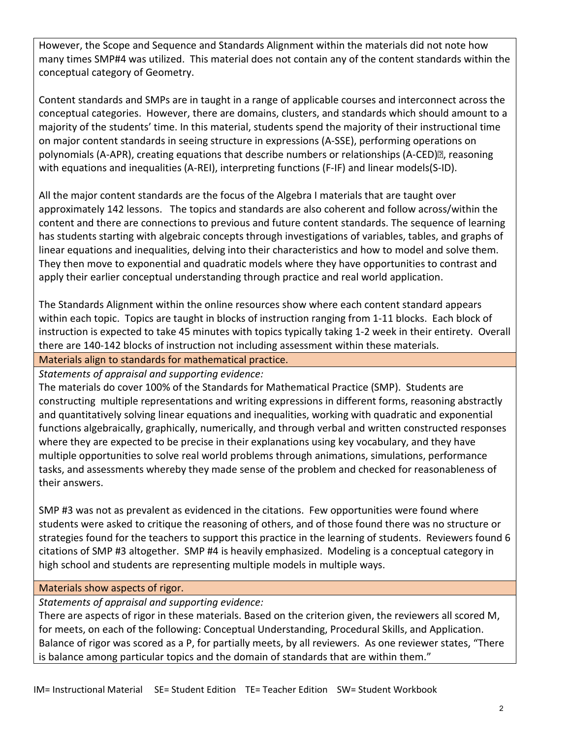However, the Scope and Sequence and Standards Alignment within the materials did not note how many times SMP#4 was utilized. This material does not contain any of the content standards within the conceptual category of Geometry.

Content standards and SMPs are in taught in a range of applicable courses and interconnect across the conceptual categories. However, there are domains, clusters, and standards which should amount to a majority of the students' time. In this material, students spend the majority of their instructional time on major content standards in seeing structure in expressions (A-SSE), performing operations on polynomials (A-APR), creating equations that describe numbers or relationships (A-CED), reasoning with equations and inequalities (A-REI), interpreting functions (F-IF) and linear models(S-ID).

All the major content standards are the focus of the Algebra I materials that are taught over approximately 142 lessons. The topics and standards are also coherent and follow across/within the content and there are connections to previous and future content standards. The sequence of learning has students starting with algebraic concepts through investigations of variables, tables, and graphs of linear equations and inequalities, delving into their characteristics and how to model and solve them. They then move to exponential and quadratic models where they have opportunities to contrast and apply their earlier conceptual understanding through practice and real world application.

The Standards Alignment within the online resources show where each content standard appears within each topic. Topics are taught in blocks of instruction ranging from 1-11 blocks. Each block of instruction is expected to take 45 minutes with topics typically taking 1-2 week in their entirety. Overall there are 140-142 blocks of instruction not including assessment within these materials.

## Materials align to standards for mathematical practice.

*Statements of appraisal and supporting evidence:*

The materials do cover 100% of the Standards for Mathematical Practice (SMP). Students are constructing multiple representations and writing expressions in different forms, reasoning abstractly and quantitatively solving linear equations and inequalities, working with quadratic and exponential functions algebraically, graphically, numerically, and through verbal and written constructed responses where they are expected to be precise in their explanations using key vocabulary, and they have multiple opportunities to solve real world problems through animations, simulations, performance tasks, and assessments whereby they made sense of the problem and checked for reasonableness of their answers.

SMP #3 was not as prevalent as evidenced in the citations. Few opportunities were found where students were asked to critique the reasoning of others, and of those found there was no structure or strategies found for the teachers to support this practice in the learning of students. Reviewers found 6 citations of SMP #3 altogether. SMP #4 is heavily emphasized. Modeling is a conceptual category in high school and students are representing multiple models in multiple ways.

## Materials show aspects of rigor.

*Statements of appraisal and supporting evidence:*

There are aspects of rigor in these materials. Based on the criterion given, the reviewers all scored M, for meets, on each of the following: Conceptual Understanding, Procedural Skills, and Application. Balance of rigor was scored as a P, for partially meets, by all reviewers. As one reviewer states, "There is balance among particular topics and the domain of standards that are within them."

IM= Instructional Material SE= Student Edition TE= Teacher Edition SW= Student Workbook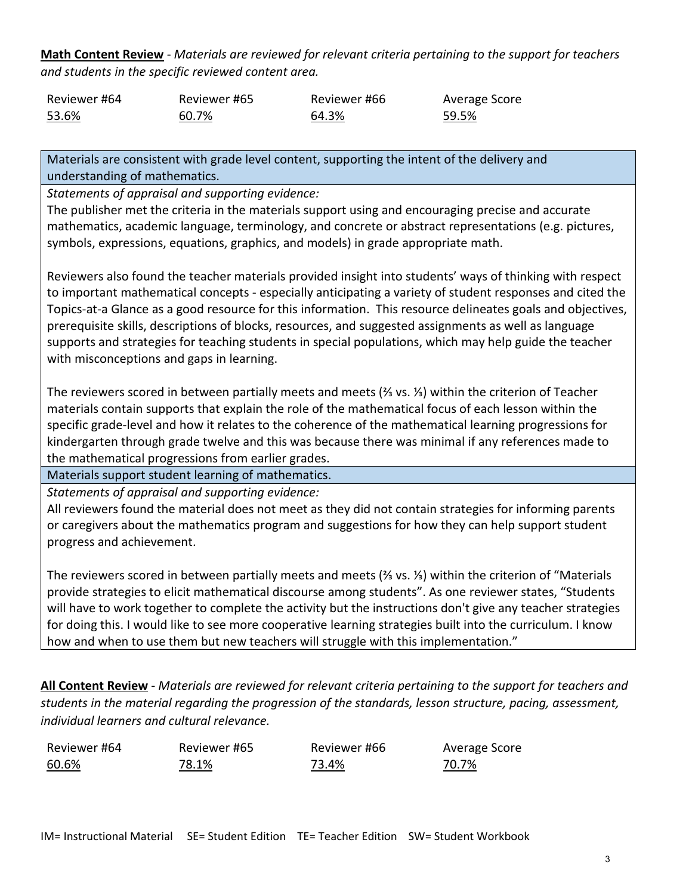**Math Content Review** - *Materials are reviewed for relevant criteria pertaining to the support for teachers and students in the specific reviewed content area.*

| Reviewer #64 | Reviewer #65 | Reviewer #66 | Average Score |
|---|---|---|---|
| 53.6% | 60.7% | 64.3% | 59.5% |

| Materials are consistent with grade level content, supporting the intent of the delivery and understanding of mathematics. |
|---|
| *Statements of appraisal and supporting evidence:* The publisher met the criteria in the materials support using and encouraging precise and accurate mathematics, academic language, terminology, and concrete or abstract representations (e.g. pictures, symbols, expressions, equations, graphics, and models) in grade appropriate math.<br><br>Reviewers also found the teacher materials provided insight into students' ways of thinking with respect to important mathematical concepts - especially anticipating a variety of student responses and cited the Topics-at-a Glance as a good resource for this information. This resource delineates goals and objectives, prerequisite skills, descriptions of blocks, resources, and suggested assignments as well as language supports and strategies for teaching students in special populations, which may help guide the teacher with misconceptions and gaps in learning.<br><br>The reviewers scored in between partially meets and meets (⅔ vs. ⅓) within the criterion of Teacher materials contain supports that explain the role of the mathematical focus of each lesson within the specific grade-level and how it relates to the coherence of the mathematical learning progressions for kindergarten through grade twelve and this was because there was minimal if any references made to the mathematical progressions from earlier grades. |
| Materials support student learning of mathematics. |
| *Statements of appraisal and supporting evidence:* All reviewers found the material does not meet as they did not contain strategies for informing parents or caregivers about the mathematics program and suggestions for how they can help support student progress and achievement.<br><br>The reviewers scored in between partially meets and meets (⅔ vs. ⅓) within the criterion of "Materials provide strategies to elicit mathematical discourse among students". As one reviewer states, "Students will have to work together to complete the activity but the instructions don't give any teacher strategies for doing this. I would like to see more cooperative learning strategies built into the curriculum. I know how and when to use them but new teachers will struggle with this implementation." |

**All Content Review** - *Materials are reviewed for relevant criteria pertaining to the support for teachers and students in the material regarding the progression of the standards, lesson structure, pacing, assessment, individual learners and cultural relevance.*

| Reviewer #64 | Reviewer #65 | Reviewer #66 | Average Score |
|---|---|---|---|
| 60.6% | 78.1% | 73.4% | 70.7% |

IM= Instructional Material SE= Student Edition TE= Teacher Edition SW= Student Workbook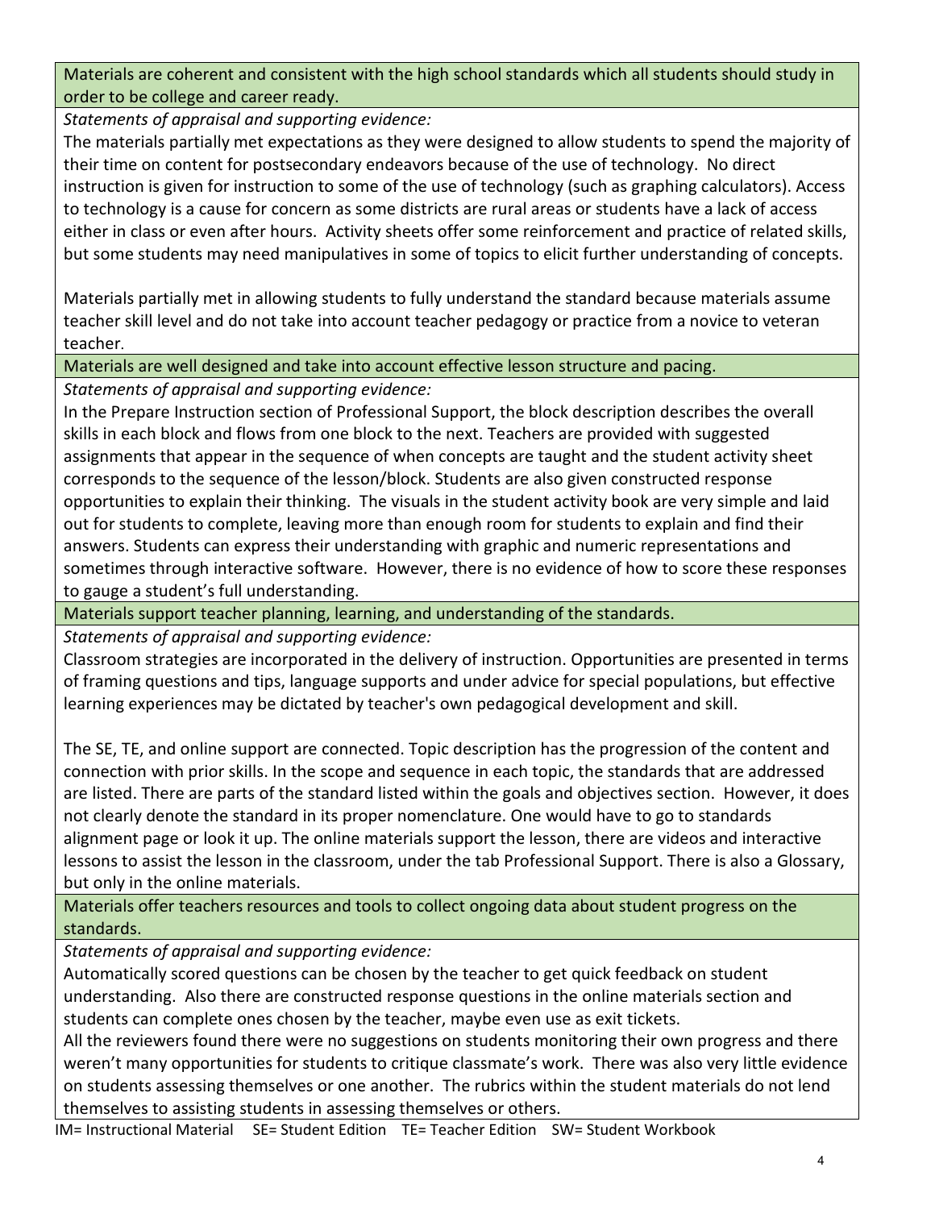**Materials are coherent and consistent with the high school standards which all students should study in order to be college and career ready.**

*Statements of appraisal and supporting evidence:*

The materials partially met expectations as they were designed to allow students to spend the majority of their time on content for postsecondary endeavors because of the use of technology. No direct instruction is given for instruction to some of the use of technology (such as graphing calculators). Access to technology is a cause for concern as some districts are rural areas or students have a lack of access either in class or even after hours. Activity sheets offer some reinforcement and practice of related skills, but some students may need manipulatives in some of topics to elicit further understanding of concepts.

Materials partially met in allowing students to fully understand the standard because materials assume teacher skill level and do not take into account teacher pedagogy or practice from a novice to veteran teacher.

**Materials are well designed and take into account effective lesson structure and pacing.**

*Statements of appraisal and supporting evidence:*

In the Prepare Instruction section of Professional Support, the block description describes the overall skills in each block and flows from one block to the next. Teachers are provided with suggested assignments that appear in the sequence of when concepts are taught and the student activity sheet corresponds to the sequence of the lesson/block. Students are also given constructed response opportunities to explain their thinking. The visuals in the student activity book are very simple and laid out for students to complete, leaving more than enough room for students to explain and find their answers. Students can express their understanding with graphic and numeric representations and sometimes through interactive software. However, there is no evidence of how to score these responses to gauge a student's full understanding.

**Materials support teacher planning, learning, and understanding of the standards.**

*Statements of appraisal and supporting evidence:*

Classroom strategies are incorporated in the delivery of instruction. Opportunities are presented in terms of framing questions and tips, language supports and under advice for special populations, but effective learning experiences may be dictated by teacher's own pedagogical development and skill.

The SE, TE, and online support are connected. Topic description has the progression of the content and connection with prior skills. In the scope and sequence in each topic, the standards that are addressed are listed. There are parts of the standard listed within the goals and objectives section. However, it does not clearly denote the standard in its proper nomenclature. One would have to go to standards alignment page or look it up. The online materials support the lesson, there are videos and interactive lessons to assist the lesson in the classroom, under the tab Professional Support. There is also a Glossary, but only in the online materials.

**Materials offer teachers resources and tools to collect ongoing data about student progress on the standards.**

*Statements of appraisal and supporting evidence:*

Automatically scored questions can be chosen by the teacher to get quick feedback on student understanding. Also there are constructed response questions in the online materials section and students can complete ones chosen by the teacher, maybe even use as exit tickets.

All the reviewers found there were no suggestions on students monitoring their own progress and there weren't many opportunities for students to critique classmate's work. There was also very little evidence on students assessing themselves or one another. The rubrics within the student materials do not lend themselves to assisting students in assessing themselves or others.

IM= Instructional Material SE= Student Edition TE= Teacher Edition SW= Student Workbook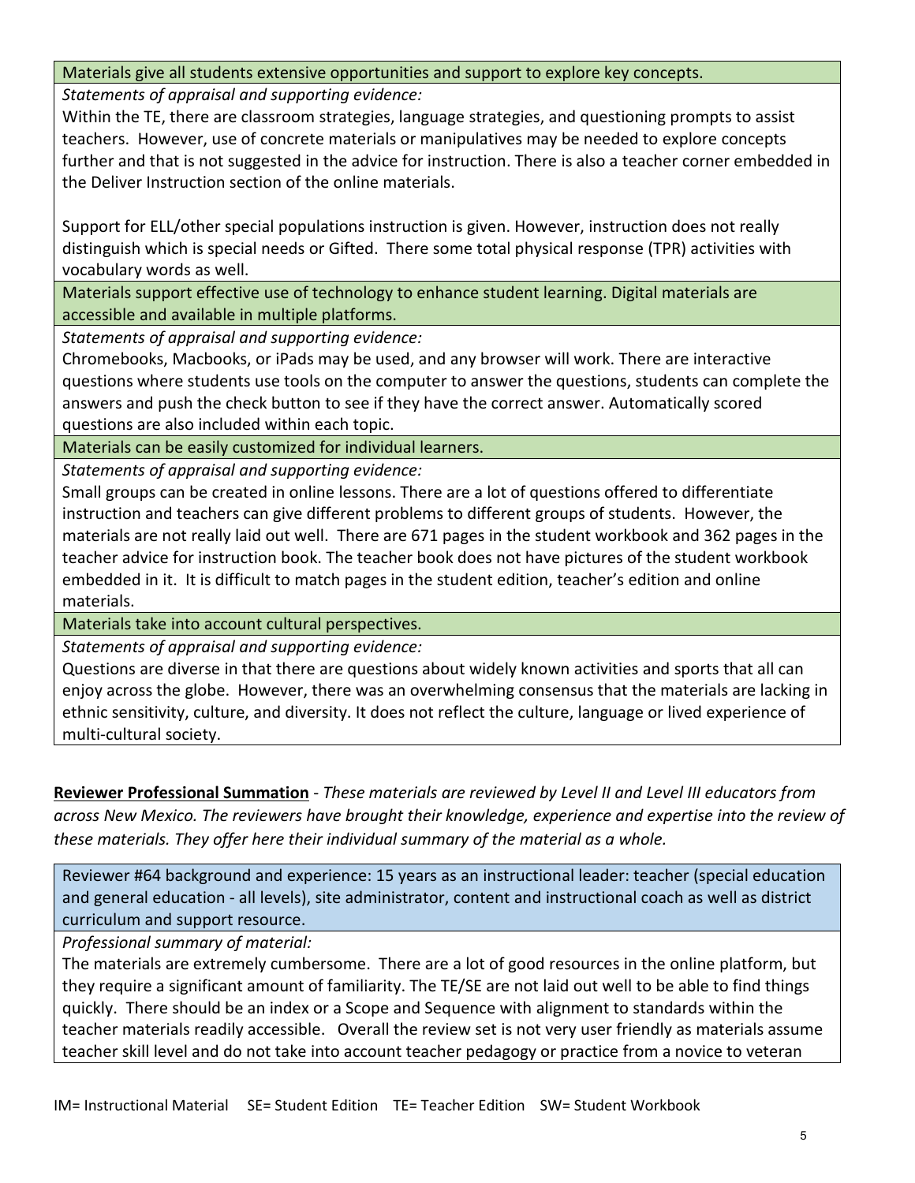**Materials give all students extensive opportunities and support to explore key concepts.**

*Statements of appraisal and supporting evidence:*

Within the TE, there are classroom strategies, language strategies, and questioning prompts to assist teachers. However, use of concrete materials or manipulatives may be needed to explore concepts further and that is not suggested in the advice for instruction. There is also a teacher corner embedded in the Deliver Instruction section of the online materials.

Support for ELL/other special populations instruction is given. However, instruction does not really distinguish which is special needs or Gifted. There some total physical response (TPR) activities with vocabulary words as well.

**Materials support effective use of technology to enhance student learning. Digital materials are accessible and available in multiple platforms.**

*Statements of appraisal and supporting evidence:*

Chromebooks, Macbooks, or iPads may be used, and any browser will work. There are interactive questions where students use tools on the computer to answer the questions, students can complete the answers and push the check button to see if they have the correct answer. Automatically scored questions are also included within each topic.

**Materials can be easily customized for individual learners.**

*Statements of appraisal and supporting evidence:*

Small groups can be created in online lessons. There are a lot of questions offered to differentiate instruction and teachers can give different problems to different groups of students. However, the materials are not really laid out well. There are 671 pages in the student workbook and 362 pages in the teacher advice for instruction book. The teacher book does not have pictures of the student workbook embedded in it. It is difficult to match pages in the student edition, teacher's edition and online materials.

**Materials take into account cultural perspectives.**

*Statements of appraisal and supporting evidence:*

Questions are diverse in that there are questions about widely known activities and sports that all can enjoy across the globe. However, there was an overwhelming consensus that the materials are lacking in ethnic sensitivity, culture, and diversity. It does not reflect the culture, language or lived experience of multi-cultural society.

**Reviewer Professional Summation** - *These materials are reviewed by Level II and Level III educators from across New Mexico. The reviewers have brought their knowledge, experience and expertise into the review of these materials. They offer here their individual summary of the material as a whole.*

**Reviewer #64 background and experience: 15 years as an instructional leader: teacher (special education and general education - all levels), site administrator, content and instructional coach as well as district curriculum and support resource.**

*Professional summary of material:*

The materials are extremely cumbersome. There are a lot of good resources in the online platform, but they require a significant amount of familiarity. The TE/SE are not laid out well to be able to find things quickly. There should be an index or a Scope and Sequence with alignment to standards within the teacher materials readily accessible. Overall the review set is not very user friendly as materials assume teacher skill level and do not take into account teacher pedagogy or practice from a novice to veteran

IM= Instructional Material SE= Student Edition TE= Teacher Edition SW= Student Workbook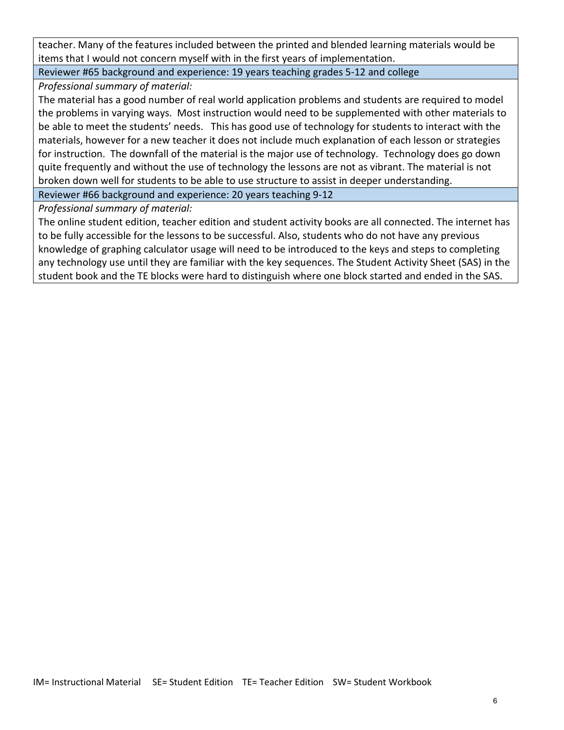teacher. Many of the features included between the printed and blended learning materials would be items that I would not concern myself with in the first years of implementation.

Reviewer #65 background and experience: 19 years teaching grades 5-12 and college

*Professional summary of material:*

The material has a good number of real world application problems and students are required to model the problems in varying ways. Most instruction would need to be supplemented with other materials to be able to meet the students' needs. This has good use of technology for students to interact with the materials, however for a new teacher it does not include much explanation of each lesson or strategies for instruction. The downfall of the material is the major use of technology. Technology does go down quite frequently and without the use of technology the lessons are not as vibrant. The material is not broken down well for students to be able to use structure to assist in deeper understanding.

Reviewer #66 background and experience: 20 years teaching 9-12

*Professional summary of material:*

The online student edition, teacher edition and student activity books are all connected. The internet has to be fully accessible for the lessons to be successful. Also, students who do not have any previous knowledge of graphing calculator usage will need to be introduced to the keys and steps to completing any technology use until they are familiar with the key sequences. The Student Activity Sheet (SAS) in the student book and the TE blocks were hard to distinguish where one block started and ended in the SAS.

IM= Instructional Material SE= Student Edition TE= Teacher Edition SW= Student Workbook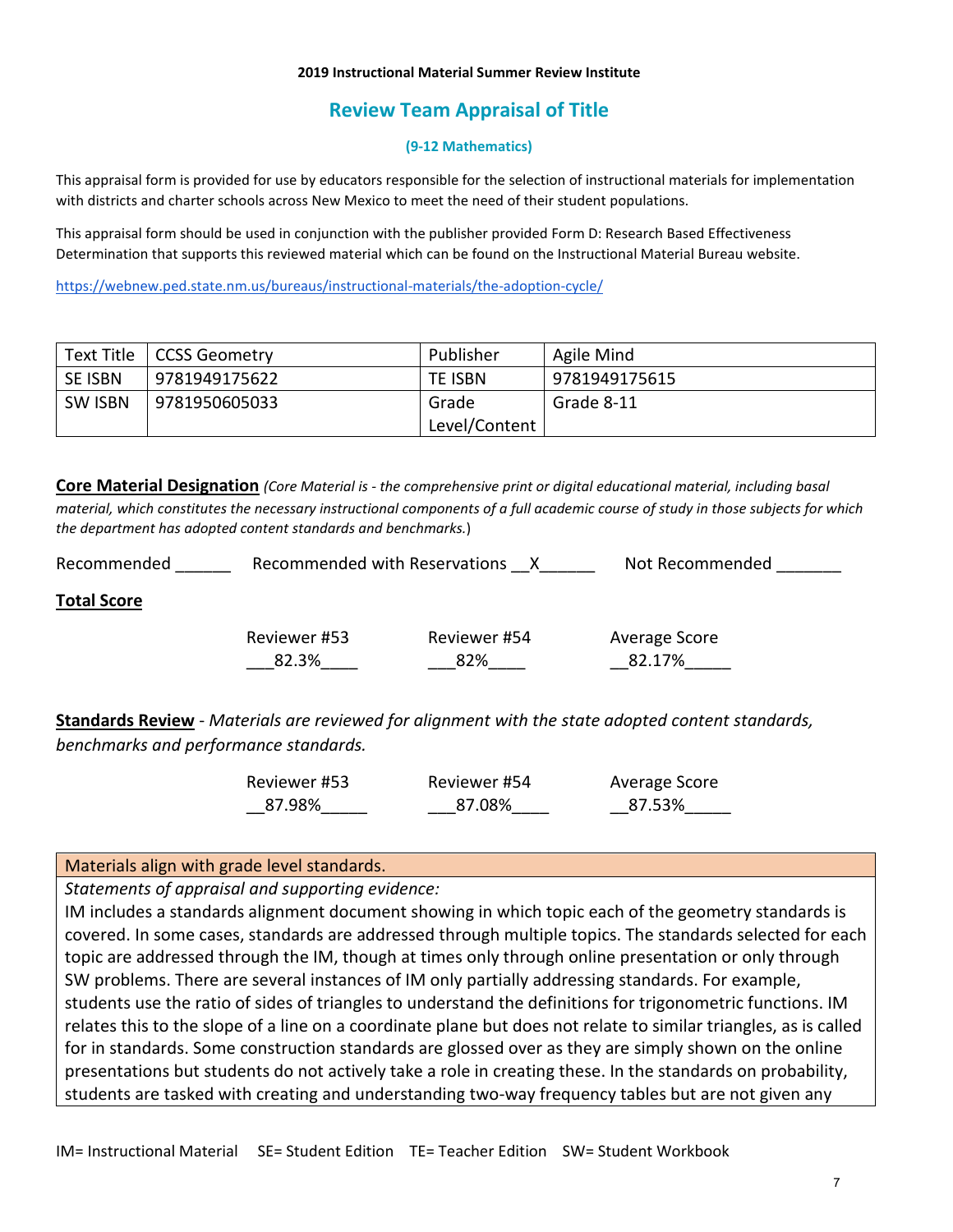**2019 Instructional Material Summer Review Institute**

# Review Team Appraisal of Title

**(9-12 Mathematics)**

This appraisal form is provided for use by educators responsible for the selection of instructional materials for implementation with districts and charter schools across New Mexico to meet the need of their student populations.

This appraisal form should be used in conjunction with the publisher provided Form D: Research Based Effectiveness Determination that supports this reviewed material which can be found on the Instructional Material Bureau website.

https://webnew.ped.state.nm.us/bureaus/instructional-materials/the-adoption-cycle/

| Text Title | CCSS Geometry | Publisher | Agile Mind |
|---|---|---|---|
| SE ISBN | 9781949175622 | TE ISBN | 9781949175615 |
| SW ISBN | 9781950605033 | Grade Level/Content | Grade 8-11 |

**Core Material Designation** *(Core Material is - the comprehensive print or digital educational material, including basal material, which constitutes the necessary instructional components of a full academic course of study in those subjects for which the department has adopted content standards and benchmarks.*)

Recommended ______ Recommended with Reservations __X______ Not Recommended _______

**Total Score**

| Reviewer #53 | Reviewer #54 | Average Score |
|---|---|---|
| ___82.3%____ | ___82%____ | __82.17%_____ |

**Standards Review** - *Materials are reviewed for alignment with the state adopted content standards, benchmarks and performance standards.*

| Reviewer #53 | Reviewer #54 | Average Score |
|---|---|---|
| __87.98%_____ | ___87.08%____ | __87.53%_____ |

| Materials align with grade level standards. |
|---|
| *Statements of appraisal and supporting evidence:* IM includes a standards alignment document showing in which topic each of the geometry standards is covered. In some cases, standards are addressed through multiple topics. The standards selected for each topic are addressed through the IM, though at times only through online presentation or only through SW problems. There are several instances of IM only partially addressing standards. For example, students use the ratio of sides of triangles to understand the definitions for trigonometric functions. IM relates this to the slope of a line on a coordinate plane but does not relate to similar triangles, as is called for in standards. Some construction standards are glossed over as they are simply shown on the online presentations but students do not actively take a role in creating these. In the standards on probability, students are tasked with creating and understanding two-way frequency tables but are not given any |

IM= Instructional Material SE= Student Edition TE= Teacher Edition SW= Student Workbook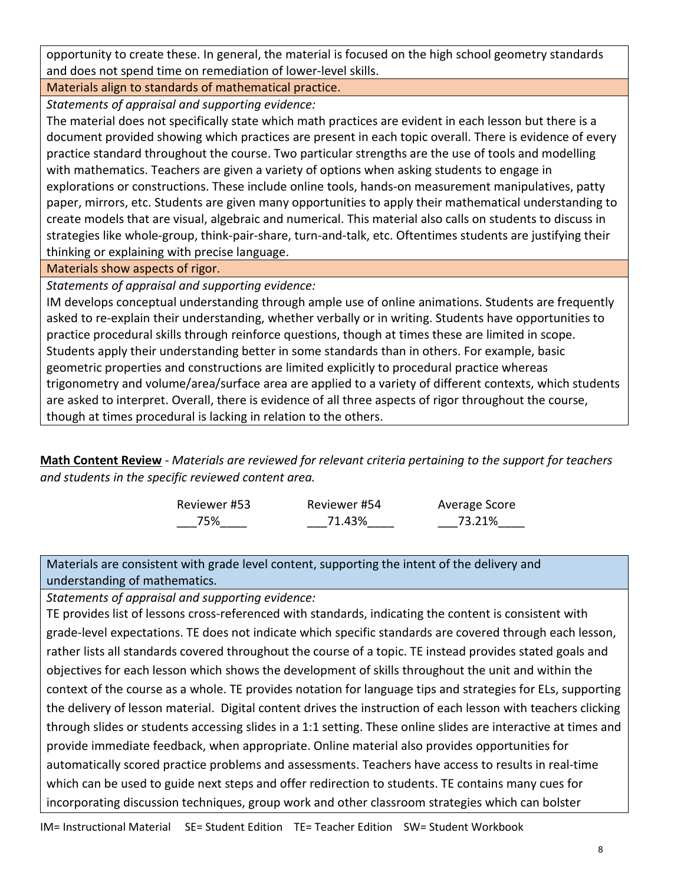opportunity to create these. In general, the material is focused on the high school geometry standards and does not spend time on remediation of lower-level skills.

Materials align to standards of mathematical practice.

*Statements of appraisal and supporting evidence:*

The material does not specifically state which math practices are evident in each lesson but there is a document provided showing which practices are present in each topic overall. There is evidence of every practice standard throughout the course. Two particular strengths are the use of tools and modelling with mathematics. Teachers are given a variety of options when asking students to engage in explorations or constructions. These include online tools, hands-on measurement manipulatives, patty paper, mirrors, etc. Students are given many opportunities to apply their mathematical understanding to create models that are visual, algebraic and numerical. This material also calls on students to discuss in strategies like whole-group, think-pair-share, turn-and-talk, etc. Oftentimes students are justifying their thinking or explaining with precise language.

Materials show aspects of rigor.

*Statements of appraisal and supporting evidence:*

IM develops conceptual understanding through ample use of online animations. Students are frequently asked to re-explain their understanding, whether verbally or in writing. Students have opportunities to practice procedural skills through reinforce questions, though at times these are limited in scope. Students apply their understanding better in some standards than in others. For example, basic geometric properties and constructions are limited explicitly to procedural practice whereas trigonometry and volume/area/surface area are applied to a variety of different contexts, which students are asked to interpret. Overall, there is evidence of all three aspects of rigor throughout the course, though at times procedural is lacking in relation to the others.

**Math Content Review** - *Materials are reviewed for relevant criteria pertaining to the support for teachers and students in the specific reviewed content area.*

| Reviewer #53 | Reviewer #54 | Average Score |
| --- | --- | --- |
| 75% | 71.43% | 73.21% |

Materials are consistent with grade level content, supporting the intent of the delivery and understanding of mathematics.

*Statements of appraisal and supporting evidence:*

TE provides list of lessons cross-referenced with standards, indicating the content is consistent with grade-level expectations. TE does not indicate which specific standards are covered through each lesson, rather lists all standards covered throughout the course of a topic. TE instead provides stated goals and objectives for each lesson which shows the development of skills throughout the unit and within the context of the course as a whole. TE provides notation for language tips and strategies for ELs, supporting the delivery of lesson material. Digital content drives the instruction of each lesson with teachers clicking through slides or students accessing slides in a 1:1 setting. These online slides are interactive at times and provide immediate feedback, when appropriate. Online material also provides opportunities for automatically scored practice problems and assessments. Teachers have access to results in real-time which can be used to guide next steps and offer redirection to students. TE contains many cues for incorporating discussion techniques, group work and other classroom strategies which can bolster

IM= Instructional Material SE= Student Edition TE= Teacher Edition SW= Student Workbook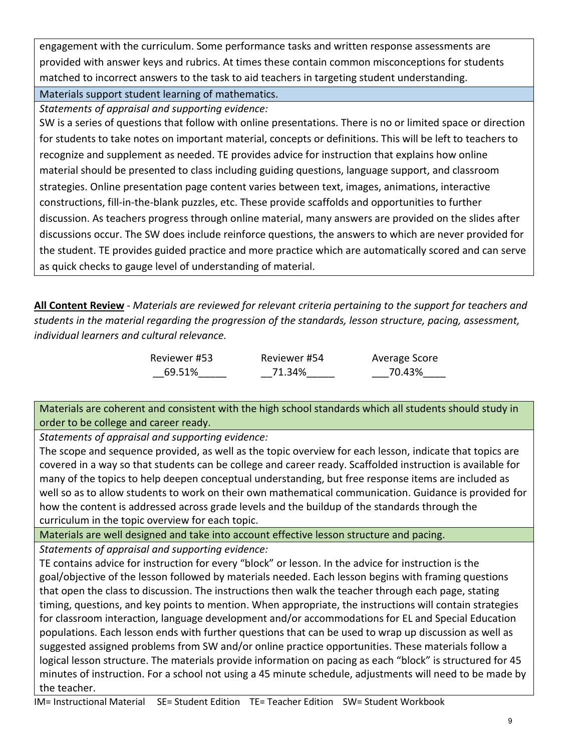engagement with the curriculum. Some performance tasks and written response assessments are provided with answer keys and rubrics. At times these contain common misconceptions for students matched to incorrect answers to the task to aid teachers in targeting student understanding.

**Materials support student learning of mathematics.**

*Statements of appraisal and supporting evidence:*

SW is a series of questions that follow with online presentations. There is no or limited space or direction for students to take notes on important material, concepts or definitions. This will be left to teachers to recognize and supplement as needed. TE provides advice for instruction that explains how online material should be presented to class including guiding questions, language support, and classroom strategies. Online presentation page content varies between text, images, animations, interactive constructions, fill-in-the-blank puzzles, etc. These provide scaffolds and opportunities to further discussion. As teachers progress through online material, many answers are provided on the slides after discussions occur. The SW does include reinforce questions, the answers to which are never provided for the student. TE provides guided practice and more practice which are automatically scored and can serve as quick checks to gauge level of understanding of material.

**<u>All Content Review</u>** - *Materials are reviewed for relevant criteria pertaining to the support for teachers and students in the material regarding the progression of the standards, lesson structure, pacing, assessment, individual learners and cultural relevance.*

| Reviewer #53 | Reviewer #54 | Average Score |
|---|---|---|
| 69.51% | 71.34% | 70.43% |

**Materials are coherent and consistent with the high school standards which all students should study in order to be college and career ready.**

*Statements of appraisal and supporting evidence:*

The scope and sequence provided, as well as the topic overview for each lesson, indicate that topics are covered in a way so that students can be college and career ready. Scaffolded instruction is available for many of the topics to help deepen conceptual understanding, but free response items are included as well so as to allow students to work on their own mathematical communication. Guidance is provided for how the content is addressed across grade levels and the buildup of the standards through the curriculum in the topic overview for each topic.

**Materials are well designed and take into account effective lesson structure and pacing.**

*Statements of appraisal and supporting evidence:*

TE contains advice for instruction for every "block" or lesson. In the advice for instruction is the goal/objective of the lesson followed by materials needed. Each lesson begins with framing questions that open the class to discussion. The instructions then walk the teacher through each page, stating timing, questions, and key points to mention. When appropriate, the instructions will contain strategies for classroom interaction, language development and/or accommodations for EL and Special Education populations. Each lesson ends with further questions that can be used to wrap up discussion as well as suggested assigned problems from SW and/or online practice opportunities. These materials follow a logical lesson structure. The materials provide information on pacing as each "block" is structured for 45 minutes of instruction. For a school not using a 45 minute schedule, adjustments will need to be made by the teacher.

IM= Instructional Material SE= Student Edition TE= Teacher Edition SW= Student Workbook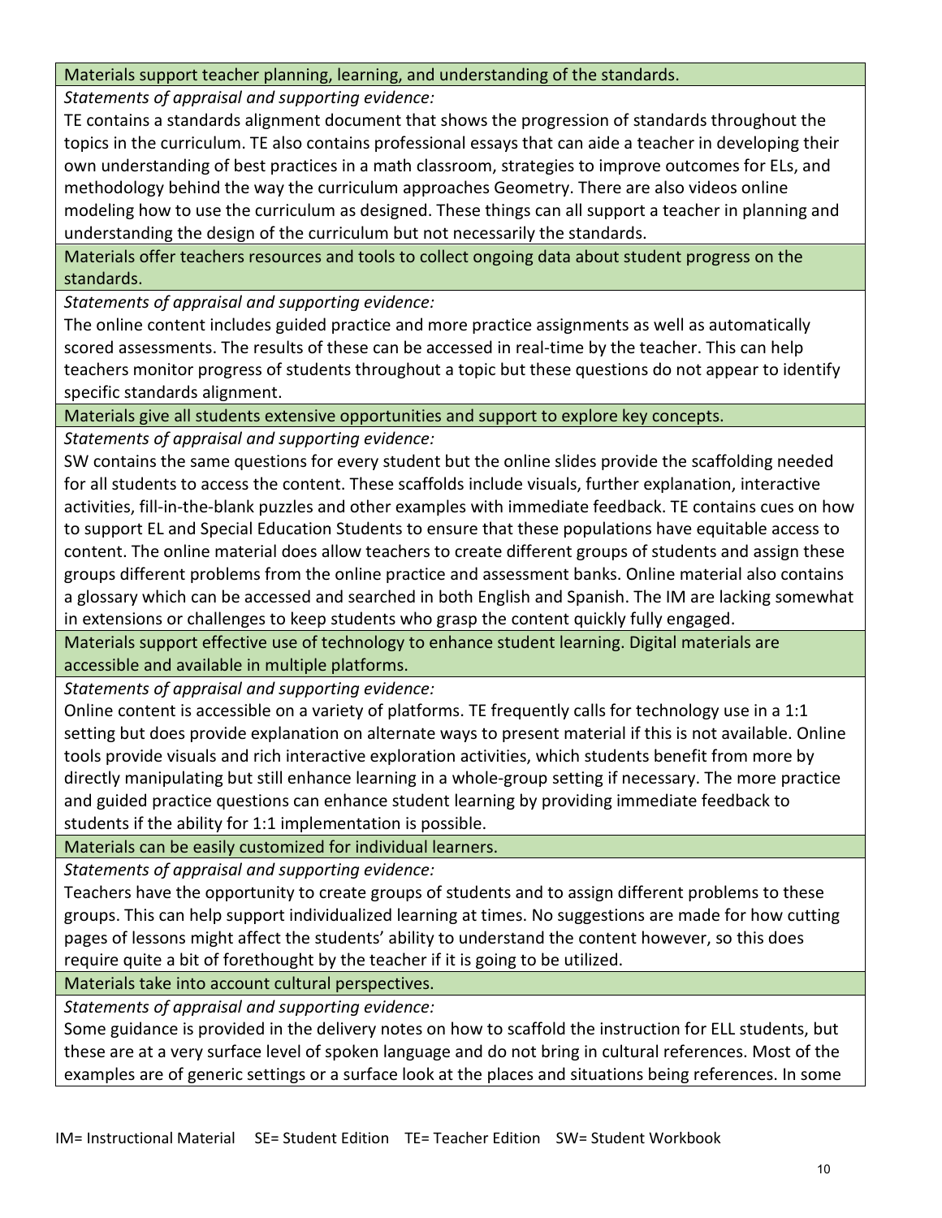| Materials support teacher planning, learning, and understanding of the standards. |
|---|
| *Statements of appraisal and supporting evidence:*<br>TE contains a standards alignment document that shows the progression of standards throughout the topics in the curriculum. TE also contains professional essays that can aide a teacher in developing their own understanding of best practices in a math classroom, strategies to improve outcomes for ELs, and methodology behind the way the curriculum approaches Geometry. There are also videos online modeling how to use the curriculum as designed. These things can all support a teacher in planning and understanding the design of the curriculum but not necessarily the standards. |
| **Materials offer teachers resources and tools to collect ongoing data about student progress on the standards.** |
| *Statements of appraisal and supporting evidence:*<br>The online content includes guided practice and more practice assignments as well as automatically scored assessments. The results of these can be accessed in real-time by the teacher. This can help teachers monitor progress of students throughout a topic but these questions do not appear to identify specific standards alignment. |
| **Materials give all students extensive opportunities and support to explore key concepts.** |
| *Statements of appraisal and supporting evidence:*<br>SW contains the same questions for every student but the online slides provide the scaffolding needed for all students to access the content. These scaffolds include visuals, further explanation, interactive activities, fill-in-the-blank puzzles and other examples with immediate feedback. TE contains cues on how to support EL and Special Education Students to ensure that these populations have equitable access to content. The online material does allow teachers to create different groups of students and assign these groups different problems from the online practice and assessment banks. Online material also contains a glossary which can be accessed and searched in both English and Spanish. The IM are lacking somewhat in extensions or challenges to keep students who grasp the content quickly fully engaged. |
| **Materials support effective use of technology to enhance student learning. Digital materials are accessible and available in multiple platforms.** |
| *Statements of appraisal and supporting evidence:*<br>Online content is accessible on a variety of platforms. TE frequently calls for technology use in a 1:1 setting but does provide explanation on alternate ways to present material if this is not available. Online tools provide visuals and rich interactive exploration activities, which students benefit from more by directly manipulating but still enhance learning in a whole-group setting if necessary. The more practice and guided practice questions can enhance student learning by providing immediate feedback to students if the ability for 1:1 implementation is possible. |
| **Materials can be easily customized for individual learners.** |
| *Statements of appraisal and supporting evidence:*<br>Teachers have the opportunity to create groups of students and to assign different problems to these groups. This can help support individualized learning at times. No suggestions are made for how cutting pages of lessons might affect the students' ability to understand the content however, so this does require quite a bit of forethought by the teacher if it is going to be utilized. |
| **Materials take into account cultural perspectives.** |
| *Statements of appraisal and supporting evidence:*<br>Some guidance is provided in the delivery notes on how to scaffold the instruction for ELL students, but these are at a very surface level of spoken language and do not bring in cultural references. Most of the examples are of generic settings or a surface look at the places and situations being references. In some |

IM= Instructional Material SE= Student Edition TE= Teacher Edition SW= Student Workbook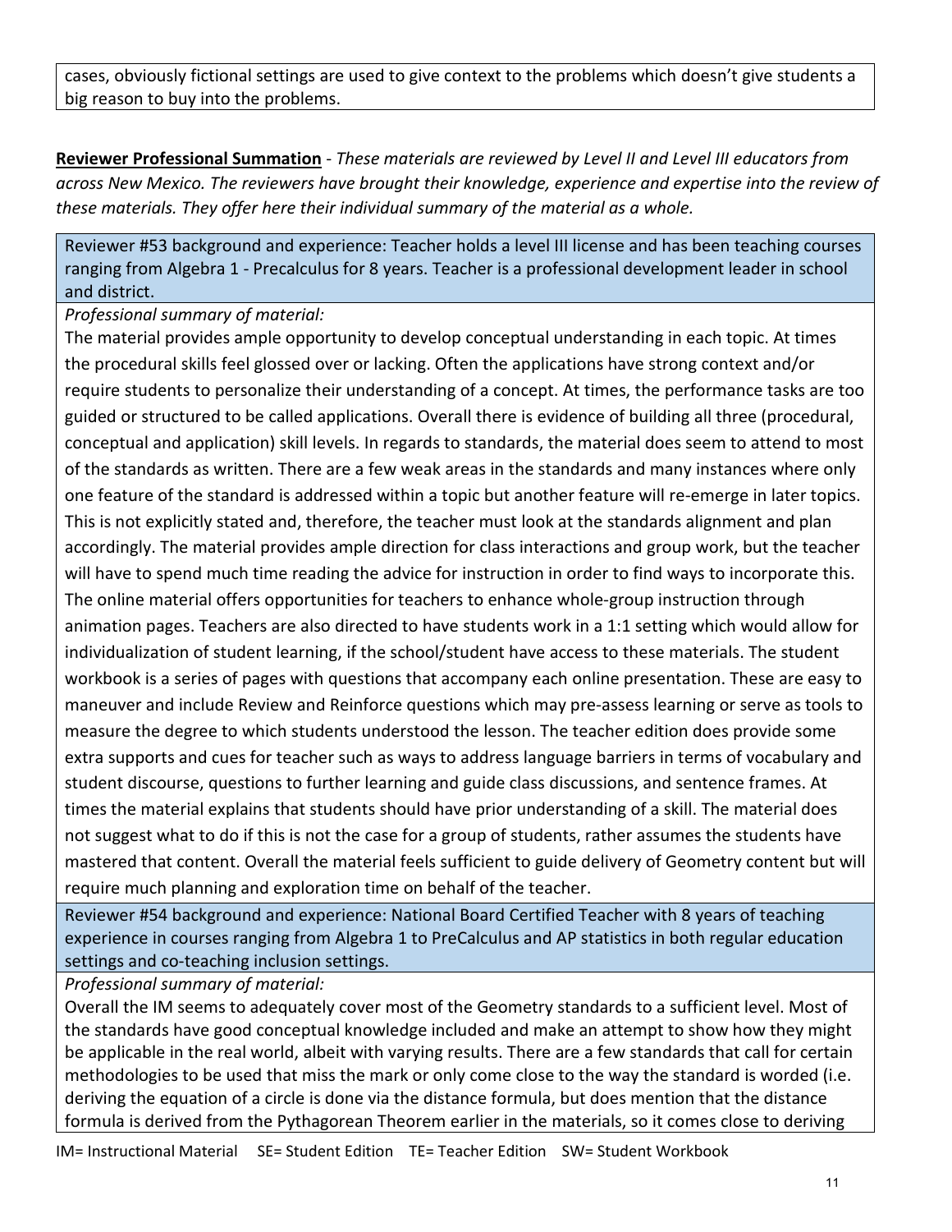cases, obviously fictional settings are used to give context to the problems which doesn't give students a big reason to buy into the problems.

**Reviewer Professional Summation** - *These materials are reviewed by Level II and Level III educators from across New Mexico. The reviewers have brought their knowledge, experience and expertise into the review of these materials. They offer here their individual summary of the material as a whole.*

Reviewer #53 background and experience: Teacher holds a level III license and has been teaching courses ranging from Algebra 1 - Precalculus for 8 years. Teacher is a professional development leader in school and district.

*Professional summary of material:*

The material provides ample opportunity to develop conceptual understanding in each topic. At times the procedural skills feel glossed over or lacking. Often the applications have strong context and/or require students to personalize their understanding of a concept. At times, the performance tasks are too guided or structured to be called applications. Overall there is evidence of building all three (procedural, conceptual and application) skill levels. In regards to standards, the material does seem to attend to most of the standards as written. There are a few weak areas in the standards and many instances where only one feature of the standard is addressed within a topic but another feature will re-emerge in later topics. This is not explicitly stated and, therefore, the teacher must look at the standards alignment and plan accordingly. The material provides ample direction for class interactions and group work, but the teacher will have to spend much time reading the advice for instruction in order to find ways to incorporate this. The online material offers opportunities for teachers to enhance whole-group instruction through animation pages. Teachers are also directed to have students work in a 1:1 setting which would allow for individualization of student learning, if the school/student have access to these materials. The student workbook is a series of pages with questions that accompany each online presentation. These are easy to maneuver and include Review and Reinforce questions which may pre-assess learning or serve as tools to measure the degree to which students understood the lesson. The teacher edition does provide some extra supports and cues for teacher such as ways to address language barriers in terms of vocabulary and student discourse, questions to further learning and guide class discussions, and sentence frames. At times the material explains that students should have prior understanding of a skill. The material does not suggest what to do if this is not the case for a group of students, rather assumes the students have mastered that content. Overall the material feels sufficient to guide delivery of Geometry content but will require much planning and exploration time on behalf of the teacher.

Reviewer #54 background and experience: National Board Certified Teacher with 8 years of teaching experience in courses ranging from Algebra 1 to PreCalculus and AP statistics in both regular education settings and co-teaching inclusion settings.

*Professional summary of material:*

Overall the IM seems to adequately cover most of the Geometry standards to a sufficient level. Most of the standards have good conceptual knowledge included and make an attempt to show how they might be applicable in the real world, albeit with varying results. There are a few standards that call for certain methodologies to be used that miss the mark or only come close to the way the standard is worded (i.e. deriving the equation of a circle is done via the distance formula, but does mention that the distance formula is derived from the Pythagorean Theorem earlier in the materials, so it comes close to deriving

IM= Instructional Material SE= Student Edition TE= Teacher Edition SW= Student Workbook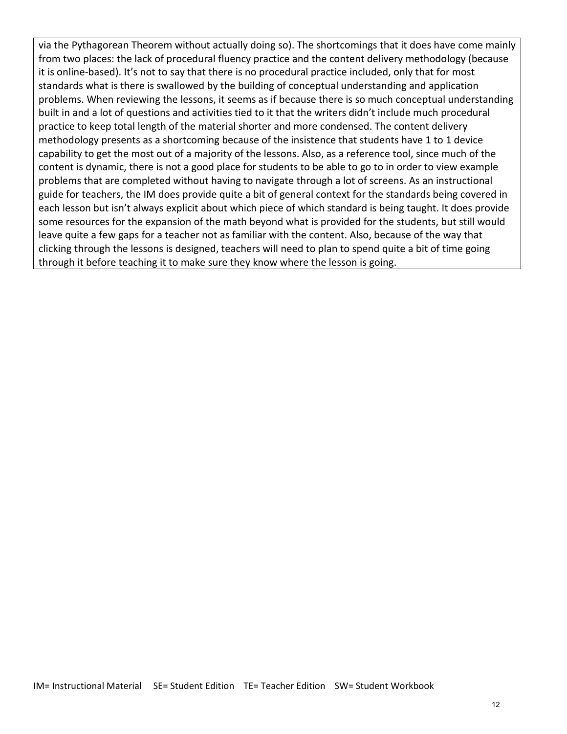via the Pythagorean Theorem without actually doing so). The shortcomings that it does have come mainly from two places: the lack of procedural fluency practice and the content delivery methodology (because it is online-based). It's not to say that there is no procedural practice included, only that for most standards what is there is swallowed by the building of conceptual understanding and application problems. When reviewing the lessons, it seems as if because there is so much conceptual understanding built in and a lot of questions and activities tied to it that the writers didn't include much procedural practice to keep total length of the material shorter and more condensed. The content delivery methodology presents as a shortcoming because of the insistence that students have 1 to 1 device capability to get the most out of a majority of the lessons. Also, as a reference tool, since much of the content is dynamic, there is not a good place for students to be able to go to in order to view example problems that are completed without having to navigate through a lot of screens. As an instructional guide for teachers, the IM does provide quite a bit of general context for the standards being covered in each lesson but isn't always explicit about which piece of which standard is being taught. It does provide some resources for the expansion of the math beyond what is provided for the students, but still would leave quite a few gaps for a teacher not as familiar with the content. Also, because of the way that clicking through the lessons is designed, teachers will need to plan to spend quite a bit of time going through it before teaching it to make sure they know where the lesson is going.

IM= Instructional Material SE= Student Edition TE= Teacher Edition SW= Student Workbook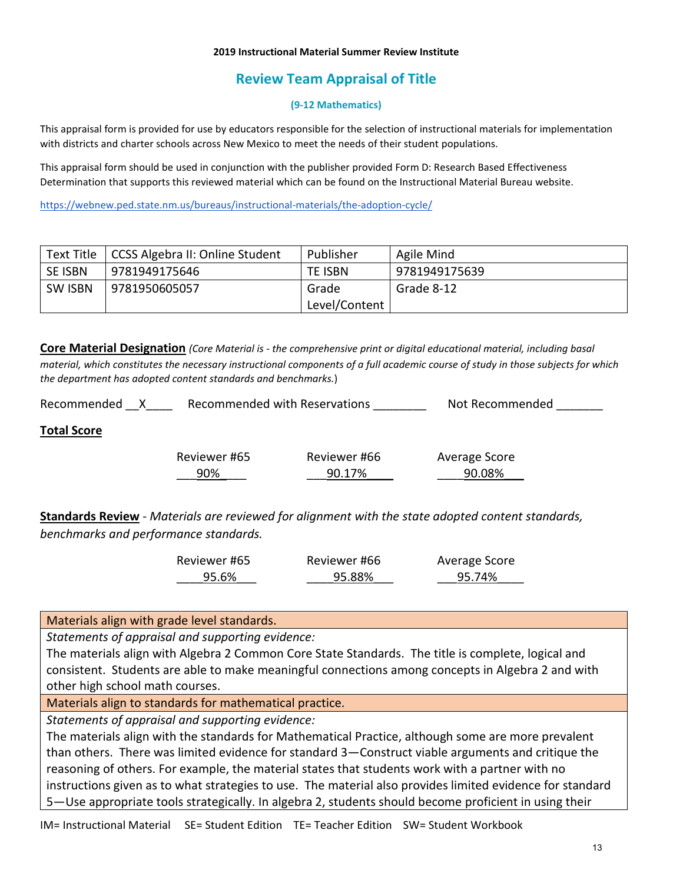**2019 Instructional Material Summer Review Institute**

# Review Team Appraisal of Title

### (9-12 Mathematics)

This appraisal form is provided for use by educators responsible for the selection of instructional materials for implementation with districts and charter schools across New Mexico to meet the needs of their student populations.

This appraisal form should be used in conjunction with the publisher provided Form D: Research Based Effectiveness Determination that supports this reviewed material which can be found on the Instructional Material Bureau website.

https://webnew.ped.state.nm.us/bureaus/instructional-materials/the-adoption-cycle/

| Text Title | CCSS Algebra II: Online Student | Publisher | Agile Mind |
|---|---|---|---|
| SE ISBN | 9781949175646 | TE ISBN | 9781949175639 |
| SW ISBN | 9781950605057 | Grade Level/Content | Grade 8-12 |

**Core Material Designation** *(Core Material is - the comprehensive print or digital educational material, including basal material, which constitutes the necessary instructional components of a full academic course of study in those subjects for which the department has adopted content standards and benchmarks.*)

Recommended \_\_X\_\_\_\_ Recommended with Reservations \_\_\_\_\_\_\_\_ Not Recommended \_\_\_\_\_\_\_

**Total Score**

| Reviewer #65 | Reviewer #66 | Average Score |
|---|---|---|
| 90% | 90.17% | 90.08% |

**Standards Review** - *Materials are reviewed for alignment with the state adopted content standards, benchmarks and performance standards.*

| Reviewer #65 | Reviewer #66 | Average Score |
|---|---|---|
| 95.6% | 95.88% | 95.74% |

| Materials align with grade level standards. |
|---|
| *Statements of appraisal and supporting evidence:* The materials align with Algebra 2 Common Core State Standards. The title is complete, logical and consistent. Students are able to make meaningful connections among concepts in Algebra 2 and with other high school math courses. |
| **Materials align to standards for mathematical practice.** |
| *Statements of appraisal and supporting evidence:* The materials align with the standards for Mathematical Practice, although some are more prevalent than others. There was limited evidence for standard 3—Construct viable arguments and critique the reasoning of others. For example, the material states that students work with a partner with no instructions given as to what strategies to use. The material also provides limited evidence for standard 5—Use appropriate tools strategically. In algebra 2, students should become proficient in using their |

IM= Instructional Material SE= Student Edition TE= Teacher Edition SW= Student Workbook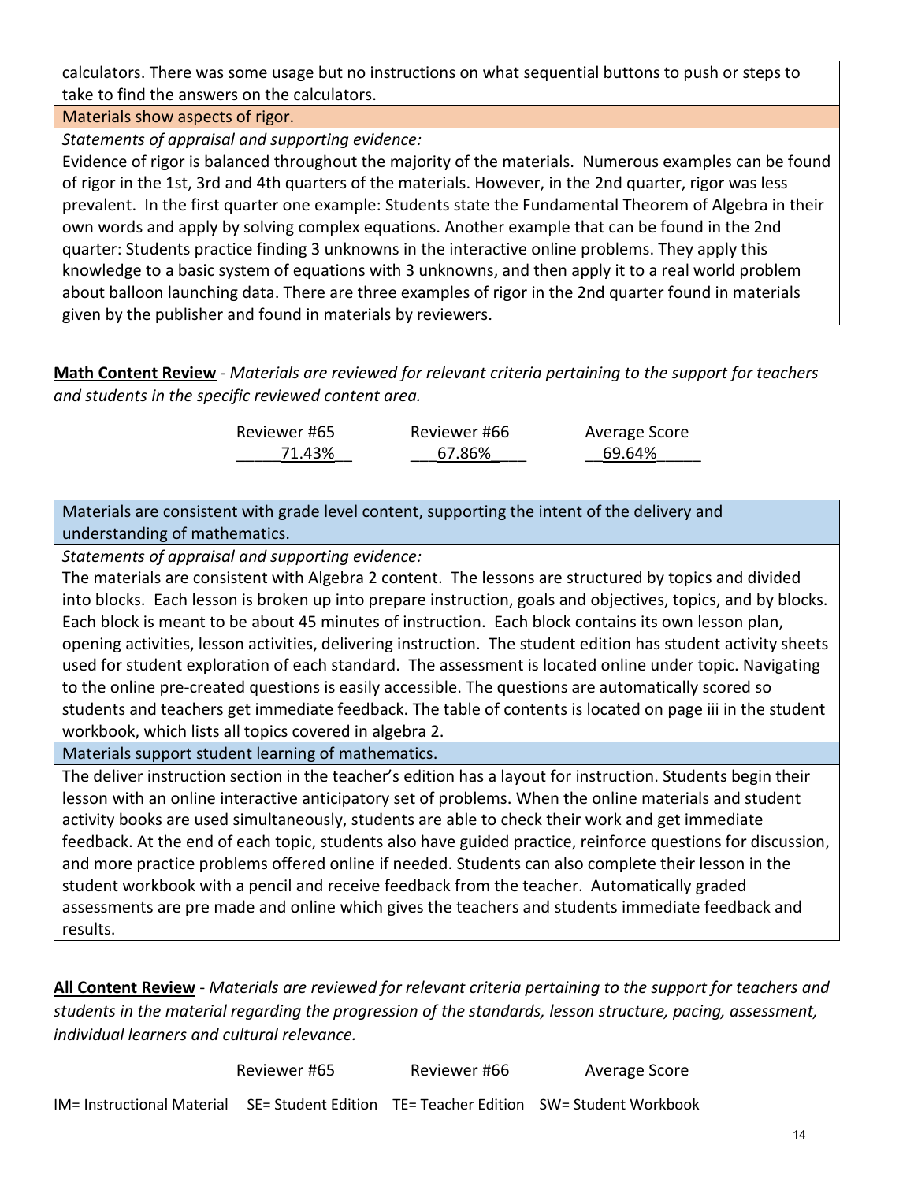calculators. There was some usage but no instructions on what sequential buttons to push or steps to take to find the answers on the calculators.

**Materials show aspects of rigor.**

*Statements of appraisal and supporting evidence:*

Evidence of rigor is balanced throughout the majority of the materials. Numerous examples can be found of rigor in the 1st, 3rd and 4th quarters of the materials. However, in the 2nd quarter, rigor was less prevalent. In the first quarter one example: Students state the Fundamental Theorem of Algebra in their own words and apply by solving complex equations. Another example that can be found in the 2nd quarter: Students practice finding 3 unknowns in the interactive online problems. They apply this knowledge to a basic system of equations with 3 unknowns, and then apply it to a real world problem about balloon launching data. There are three examples of rigor in the 2nd quarter found in materials given by the publisher and found in materials by reviewers.

**Math Content Review** - *Materials are reviewed for relevant criteria pertaining to the support for teachers and students in the specific reviewed content area.*

| Reviewer #65 | Reviewer #66 | Average Score |
|---|---|---|
| 71.43% | 67.86% | 69.64% |

**Materials are consistent with grade level content, supporting the intent of the delivery and understanding of mathematics.**

*Statements of appraisal and supporting evidence:*

The materials are consistent with Algebra 2 content. The lessons are structured by topics and divided into blocks. Each lesson is broken up into prepare instruction, goals and objectives, topics, and by blocks. Each block is meant to be about 45 minutes of instruction. Each block contains its own lesson plan, opening activities, lesson activities, delivering instruction. The student edition has student activity sheets used for student exploration of each standard. The assessment is located online under topic. Navigating to the online pre-created questions is easily accessible. The questions are automatically scored so students and teachers get immediate feedback. The table of contents is located on page iii in the student workbook, which lists all topics covered in algebra 2.

**Materials support student learning of mathematics.**

The deliver instruction section in the teacher's edition has a layout for instruction. Students begin their lesson with an online interactive anticipatory set of problems. When the online materials and student activity books are used simultaneously, students are able to check their work and get immediate feedback. At the end of each topic, students also have guided practice, reinforce questions for discussion, and more practice problems offered online if needed. Students can also complete their lesson in the student workbook with a pencil and receive feedback from the teacher. Automatically graded assessments are pre made and online which gives the teachers and students immediate feedback and results.

**All Content Review** - *Materials are reviewed for relevant criteria pertaining to the support for teachers and students in the material regarding the progression of the standards, lesson structure, pacing, assessment, individual learners and cultural relevance.*

| Reviewer #65 | Reviewer #66 | Average Score |
|---|---|---|

IM= Instructional Material SE= Student Edition TE= Teacher Edition SW= Student Workbook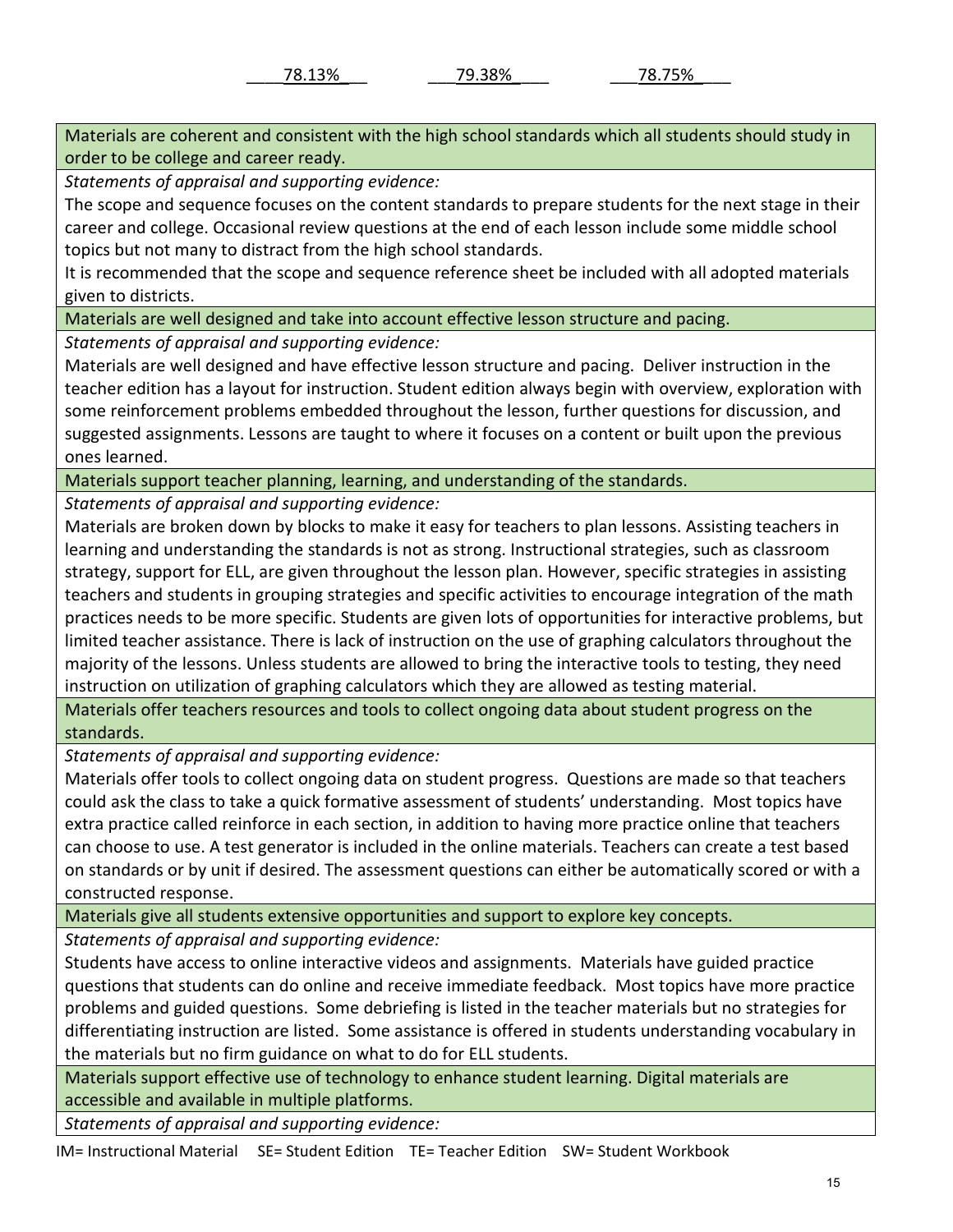\_\_\_\_78.13%\_\_\_ \_\_\_79.38%\_\_\_\_ \_\_\_78.75%\_\_\_\_

| Materials are coherent and consistent with the high school standards which all students should study in order to be college and career ready. |
|---|
| *Statements of appraisal and supporting evidence:* |
| The scope and sequence focuses on the content standards to prepare students for the next stage in their career and college. Occasional review questions at the end of each lesson include some middle school topics but not many to distract from the high school standards.<br>It is recommended that the scope and sequence reference sheet be included with all adopted materials given to districts. |
| Materials are well designed and take into account effective lesson structure and pacing. |
| *Statements of appraisal and supporting evidence:* |
| Materials are well designed and have effective lesson structure and pacing. Deliver instruction in the teacher edition has a layout for instruction. Student edition always begin with overview, exploration with some reinforcement problems embedded throughout the lesson, further questions for discussion, and suggested assignments. Lessons are taught to where it focuses on a content or built upon the previous ones learned. |
| Materials support teacher planning, learning, and understanding of the standards. |
| *Statements of appraisal and supporting evidence:* |
| Materials are broken down by blocks to make it easy for teachers to plan lessons. Assisting teachers in learning and understanding the standards is not as strong. Instructional strategies, such as classroom strategy, support for ELL, are given throughout the lesson plan. However, specific strategies in assisting teachers and students in grouping strategies and specific activities to encourage integration of the math practices needs to be more specific. Students are given lots of opportunities for interactive problems, but limited teacher assistance. There is lack of instruction on the use of graphing calculators throughout the majority of the lessons. Unless students are allowed to bring the interactive tools to testing, they need instruction on utilization of graphing calculators which they are allowed as testing material. |
| Materials offer teachers resources and tools to collect ongoing data about student progress on the standards. |
| *Statements of appraisal and supporting evidence:* |
| Materials offer tools to collect ongoing data on student progress. Questions are made so that teachers could ask the class to take a quick formative assessment of students' understanding. Most topics have extra practice called reinforce in each section, in addition to having more practice online that teachers can choose to use. A test generator is included in the online materials. Teachers can create a test based on standards or by unit if desired. The assessment questions can either be automatically scored or with a constructed response. |
| Materials give all students extensive opportunities and support to explore key concepts. |
| *Statements of appraisal and supporting evidence:* |
| Students have access to online interactive videos and assignments. Materials have guided practice questions that students can do online and receive immediate feedback. Most topics have more practice problems and guided questions. Some debriefing is listed in the teacher materials but no strategies for differentiating instruction are listed. Some assistance is offered in students understanding vocabulary in the materials but no firm guidance on what to do for ELL students. |
| Materials support effective use of technology to enhance student learning. Digital materials are accessible and available in multiple platforms. |
| *Statements of appraisal and supporting evidence:* |

IM= Instructional Material SE= Student Edition TE= Teacher Edition SW= Student Workbook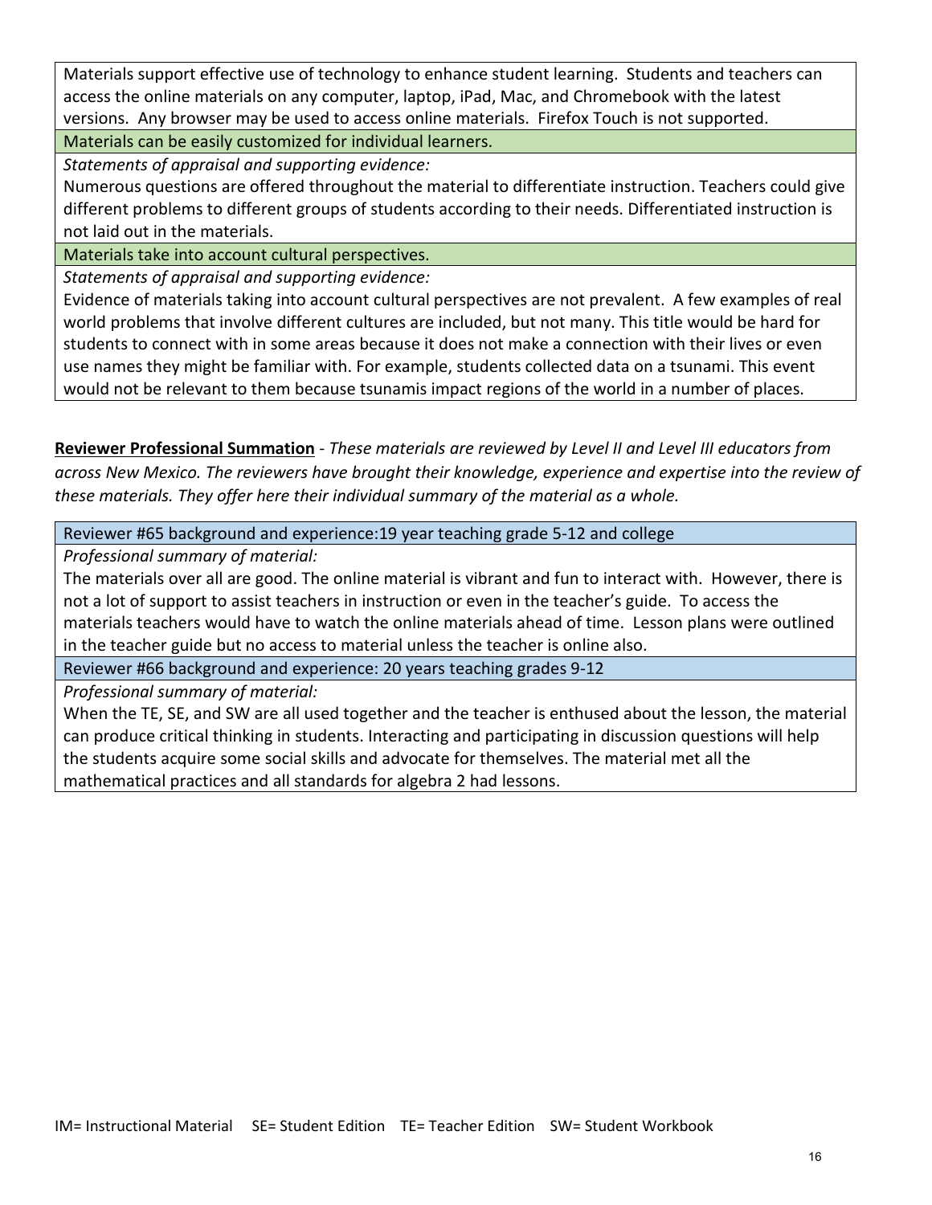Materials support effective use of technology to enhance student learning. Students and teachers can access the online materials on any computer, laptop, iPad, Mac, and Chromebook with the latest versions. Any browser may be used to access online materials. Firefox Touch is not supported.

Materials can be easily customized for individual learners.

*Statements of appraisal and supporting evidence:*

Numerous questions are offered throughout the material to differentiate instruction. Teachers could give different problems to different groups of students according to their needs. Differentiated instruction is not laid out in the materials.

Materials take into account cultural perspectives.

*Statements of appraisal and supporting evidence:*

Evidence of materials taking into account cultural perspectives are not prevalent. A few examples of real world problems that involve different cultures are included, but not many. This title would be hard for students to connect with in some areas because it does not make a connection with their lives or even use names they might be familiar with. For example, students collected data on a tsunami. This event would not be relevant to them because tsunamis impact regions of the world in a number of places.

**Reviewer Professional Summation** - *These materials are reviewed by Level II and Level III educators from across New Mexico. The reviewers have brought their knowledge, experience and expertise into the review of these materials. They offer here their individual summary of the material as a whole.*

Reviewer #65 background and experience:19 year teaching grade 5-12 and college

*Professional summary of material:*

The materials over all are good. The online material is vibrant and fun to interact with. However, there is not a lot of support to assist teachers in instruction or even in the teacher's guide. To access the materials teachers would have to watch the online materials ahead of time. Lesson plans were outlined in the teacher guide but no access to material unless the teacher is online also.

Reviewer #66 background and experience: 20 years teaching grades 9-12

*Professional summary of material:*

When the TE, SE, and SW are all used together and the teacher is enthused about the lesson, the material can produce critical thinking in students. Interacting and participating in discussion questions will help the students acquire some social skills and advocate for themselves. The material met all the mathematical practices and all standards for algebra 2 had lessons.

IM= Instructional Material SE= Student Edition TE= Teacher Edition SW= Student Workbook